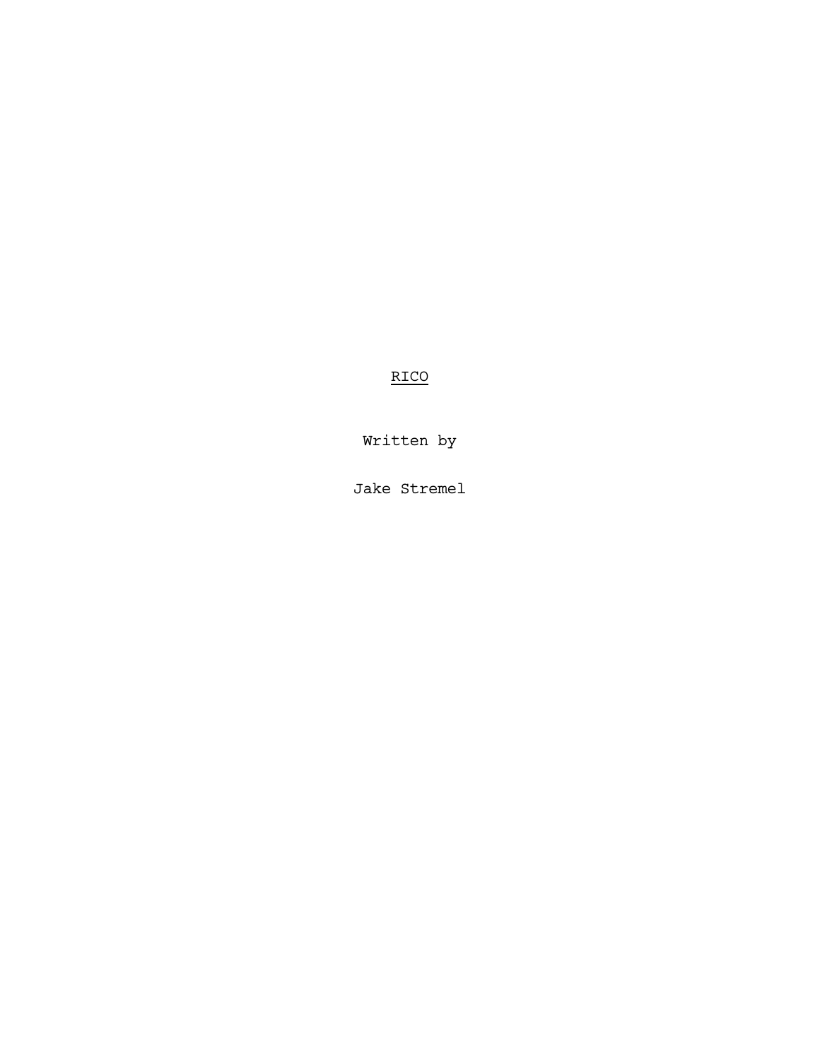# RICO

Written by

Jake Stremel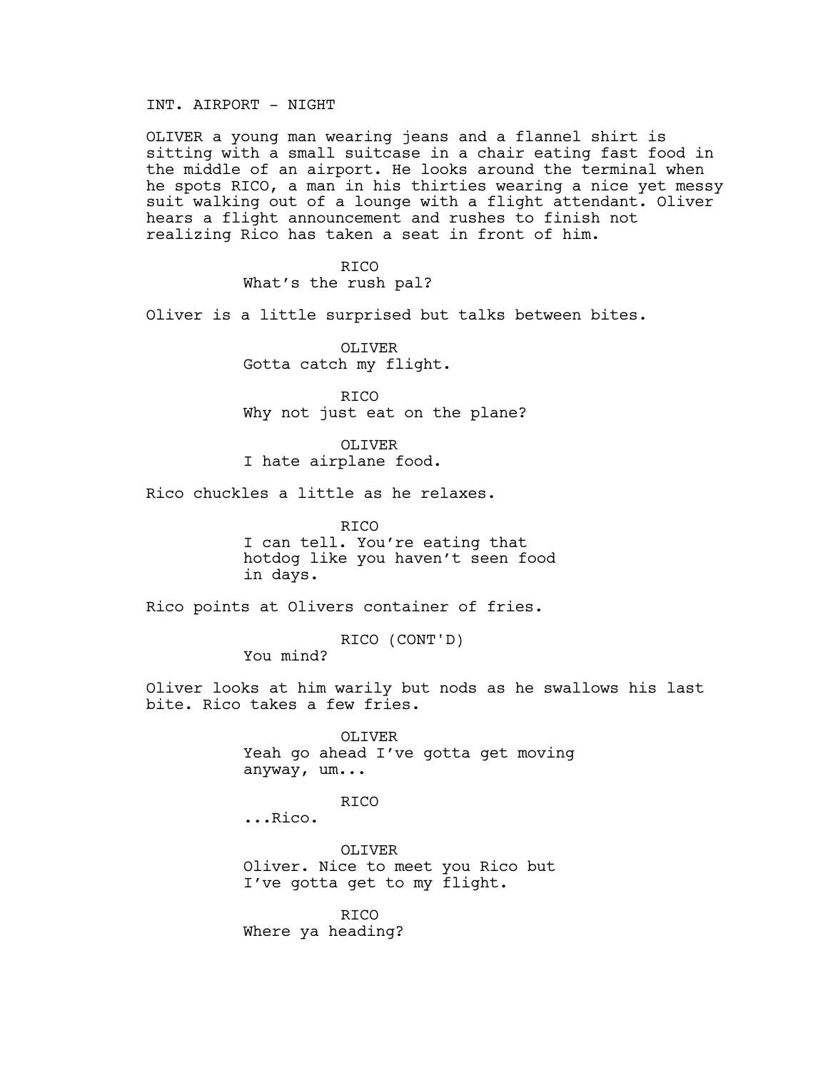INT. AIRPORT - NIGHT

OLIVER a young man wearing jeans and a flannel shirt is sitting with a small suitcase in a chair eating fast food in the middle of an airport. He looks around the terminal when he spots RICO, a man in his thirties wearing a nice yet messy suit walking out of a lounge with a flight attendant. Oliver hears a flight announcement and rushes to finish not realizing Rico has taken a seat in front of him.

RICO
What's the rush pal?

Oliver is a little surprised but talks between bites.

OLIVER
Gotta catch my flight.

RICO
Why not just eat on the plane?

OLIVER
I hate airplane food.

Rico chuckles a little as he relaxes.

RICO
I can tell. You're eating that hotdog like you haven't seen food in days.

Rico points at Olivers container of fries.

RICO (CONT'D)
You mind?

Oliver looks at him warily but nods as he swallows his last bite. Rico takes a few fries.

OLIVER
Yeah go ahead I've gotta get moving anyway, um...

RICO
...Rico.

OLIVER
Oliver. Nice to meet you Rico but I've gotta get to my flight.

RICO
Where ya heading?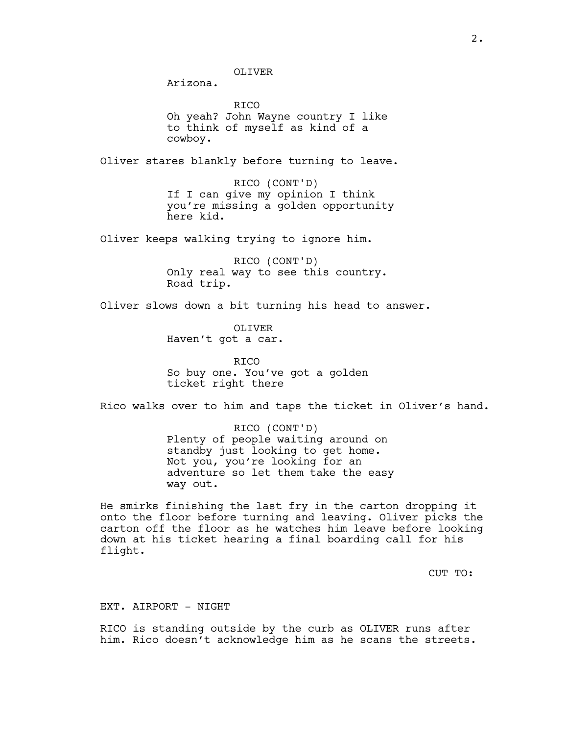OLIVER
Arizona.

RICO
Oh yeah? John Wayne country I like to think of myself as kind of a cowboy.

Oliver stares blankly before turning to leave.

RICO (CONT'D)
If I can give my opinion I think you're missing a golden opportunity here kid.

Oliver keeps walking trying to ignore him.

RICO (CONT'D)
Only real way to see this country. Road trip.

Oliver slows down a bit turning his head to answer.

OLIVER
Haven't got a car.

RICO
So buy one. You've got a golden ticket right there

Rico walks over to him and taps the ticket in Oliver's hand.

RICO (CONT'D)
Plenty of people waiting around on standby just looking to get home. Not you, you're looking for an adventure so let them take the easy way out.

He smirks finishing the last fry in the carton dropping it onto the floor before turning and leaving. Oliver picks the carton off the floor as he watches him leave before looking down at his ticket hearing a final boarding call for his flight.

CUT TO:

EXT. AIRPORT - NIGHT

RICO is standing outside by the curb as OLIVER runs after him. Rico doesn't acknowledge him as he scans the streets.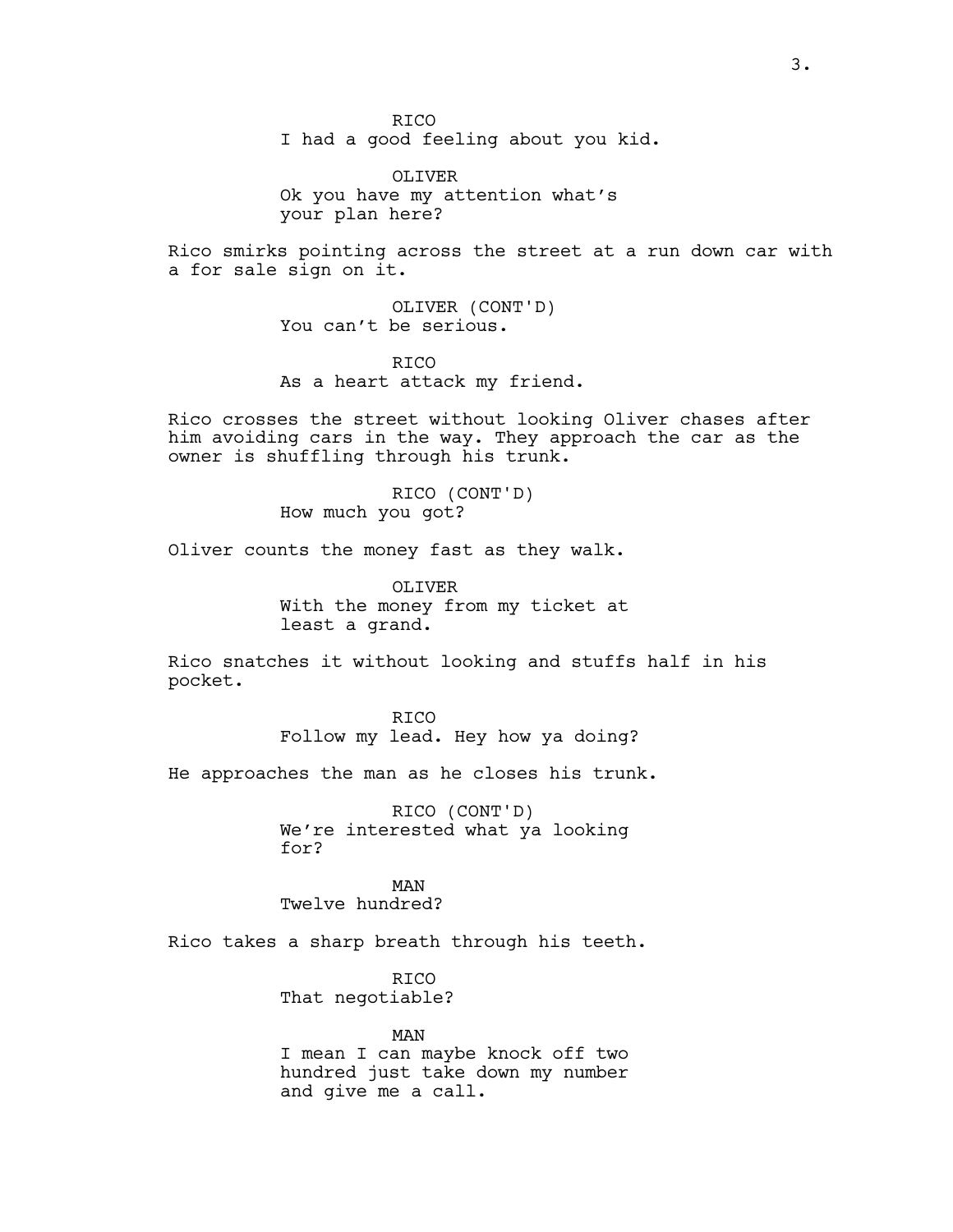RICO
I had a good feeling about you kid.

OLIVER
Ok you have my attention what's your plan here?

Rico smirks pointing across the street at a run down car with a for sale sign on it.

OLIVER (CONT'D)
You can't be serious.

RICO
As a heart attack my friend.

Rico crosses the street without looking Oliver chases after him avoiding cars in the way. They approach the car as the owner is shuffling through his trunk.

RICO (CONT'D)
How much you got?

Oliver counts the money fast as they walk.

OLIVER
With the money from my ticket at least a grand.

Rico snatches it without looking and stuffs half in his pocket.

RICO
Follow my lead. Hey how ya doing?

He approaches the man as he closes his trunk.

RICO (CONT'D)
We're interested what ya looking for?

MAN
Twelve hundred?

Rico takes a sharp breath through his teeth.

RICO
That negotiable?

MAN
I mean I can maybe knock off two hundred just take down my number and give me a call.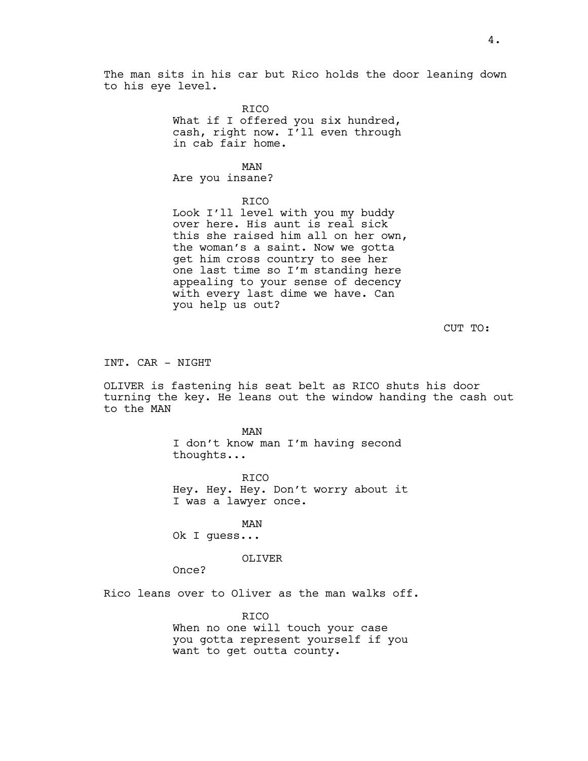The man sits in his car but Rico holds the door leaning down to his eye level.

RICO
What if I offered you six hundred, cash, right now. I'll even through in cab fair home.

MAN
Are you insane?

RICO
Look I'll level with you my buddy over here. His aunt is real sick this she raised him all on her own, the woman's a saint. Now we gotta get him cross country to see her one last time so I'm standing here appealing to your sense of decency with every last dime we have. Can you help us out?

CUT TO:

INT. CAR - NIGHT

OLIVER is fastening his seat belt as RICO shuts his door turning the key. He leans out the window handing the cash out to the MAN

MAN
I don't know man I'm having second thoughts...

RICO
Hey. Hey. Hey. Don't worry about it I was a lawyer once.

MAN
Ok I guess...

OLIVER
Once?

Rico leans over to Oliver as the man walks off.

RICO
When no one will touch your case you gotta represent yourself if you want to get outta county.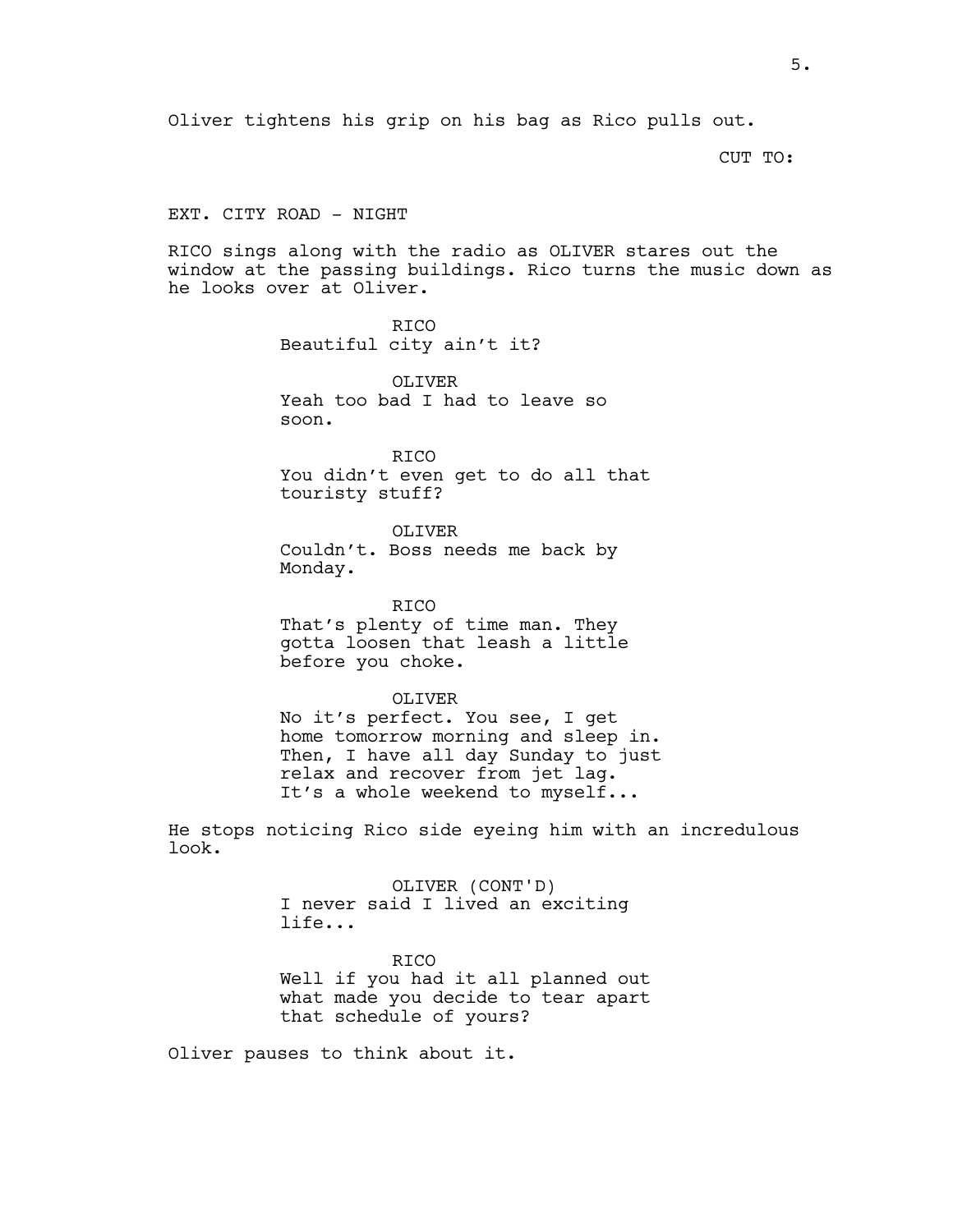Oliver tightens his grip on his bag as Rico pulls out.

CUT TO:

EXT. CITY ROAD - NIGHT

RICO sings along with the radio as OLIVER stares out the window at the passing buildings. Rico turns the music down as he looks over at Oliver.

RICO
Beautiful city ain't it?

OLIVER
Yeah too bad I had to leave so soon.

RICO
You didn't even get to do all that touristy stuff?

OLIVER
Couldn't. Boss needs me back by Monday.

RICO
That's plenty of time man. They gotta loosen that leash a little before you choke.

OLIVER
No it's perfect. You see, I get home tomorrow morning and sleep in. Then, I have all day Sunday to just relax and recover from jet lag. It's a whole weekend to myself...

He stops noticing Rico side eyeing him with an incredulous look.

OLIVER (CONT'D)
I never said I lived an exciting life...

RICO
Well if you had it all planned out what made you decide to tear apart that schedule of yours?

Oliver pauses to think about it.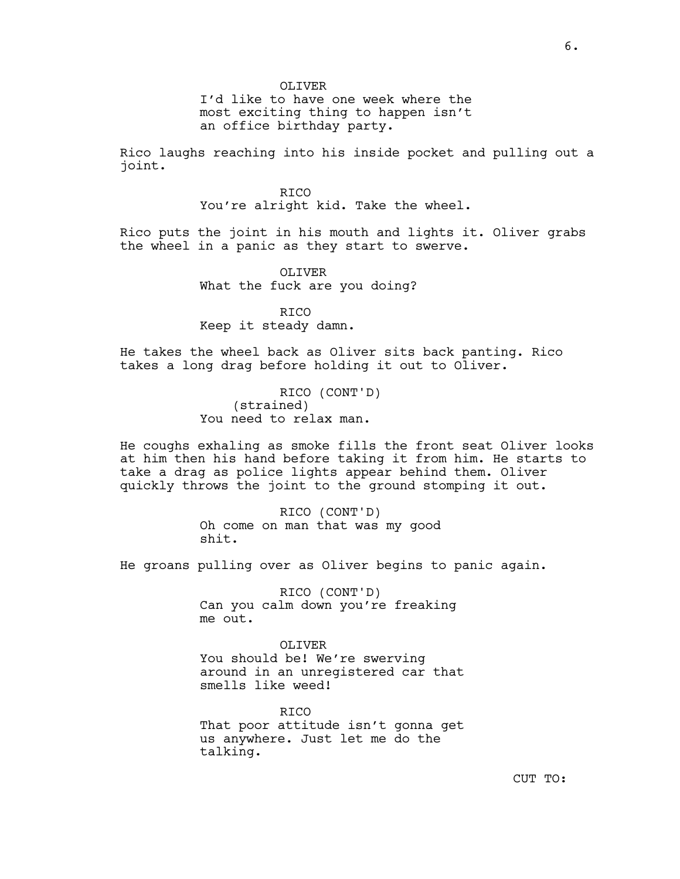OLIVER
I'd like to have one week where the most exciting thing to happen isn't an office birthday party.

Rico laughs reaching into his inside pocket and pulling out a joint.

RICO
You're alright kid. Take the wheel.

Rico puts the joint in his mouth and lights it. Oliver grabs the wheel in a panic as they start to swerve.

OLIVER
What the fuck are you doing?

RICO
Keep it steady damn.

He takes the wheel back as Oliver sits back panting. Rico takes a long drag before holding it out to Oliver.

RICO (CONT'D)
(strained)
You need to relax man.

He coughs exhaling as smoke fills the front seat Oliver looks at him then his hand before taking it from him. He starts to take a drag as police lights appear behind them. Oliver quickly throws the joint to the ground stomping it out.

RICO (CONT'D)
Oh come on man that was my good shit.

He groans pulling over as Oliver begins to panic again.

RICO (CONT'D)
Can you calm down you're freaking me out.

OLIVER
You should be! We're swerving around in an unregistered car that smells like weed!

RICO
That poor attitude isn't gonna get us anywhere. Just let me do the talking.

CUT TO: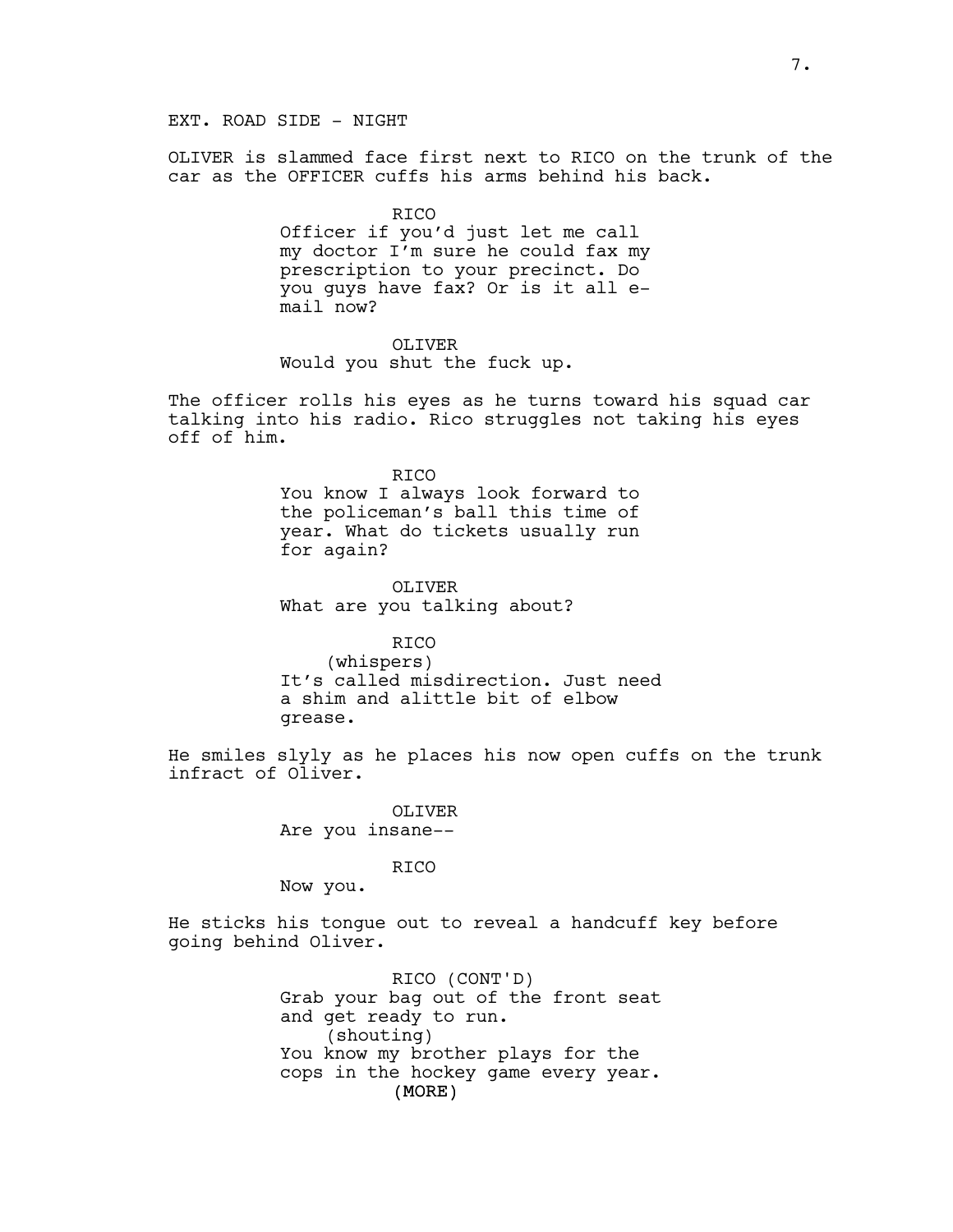EXT. ROAD SIDE - NIGHT

OLIVER is slammed face first next to RICO on the trunk of the car as the OFFICER cuffs his arms behind his back.

RICO
Officer if you'd just let me call my doctor I'm sure he could fax my prescription to your precinct. Do you guys have fax? Or is it all e-mail now?

OLIVER
Would you shut the fuck up.

The officer rolls his eyes as he turns toward his squad car talking into his radio. Rico struggles not taking his eyes off of him.

RICO
You know I always look forward to the policeman's ball this time of year. What do tickets usually run for again?

OLIVER
What are you talking about?

RICO
(whispers)
It's called misdirection. Just need a shim and alittle bit of elbow grease.

He smiles slyly as he places his now open cuffs on the trunk infract of Oliver.

OLIVER
Are you insane--

RICO
Now you.

He sticks his tongue out to reveal a handcuff key before going behind Oliver.

RICO (CONT'D)
Grab your bag out of the front seat and get ready to run.
(shouting)
You know my brother plays for the cops in the hockey game every year.
(MORE)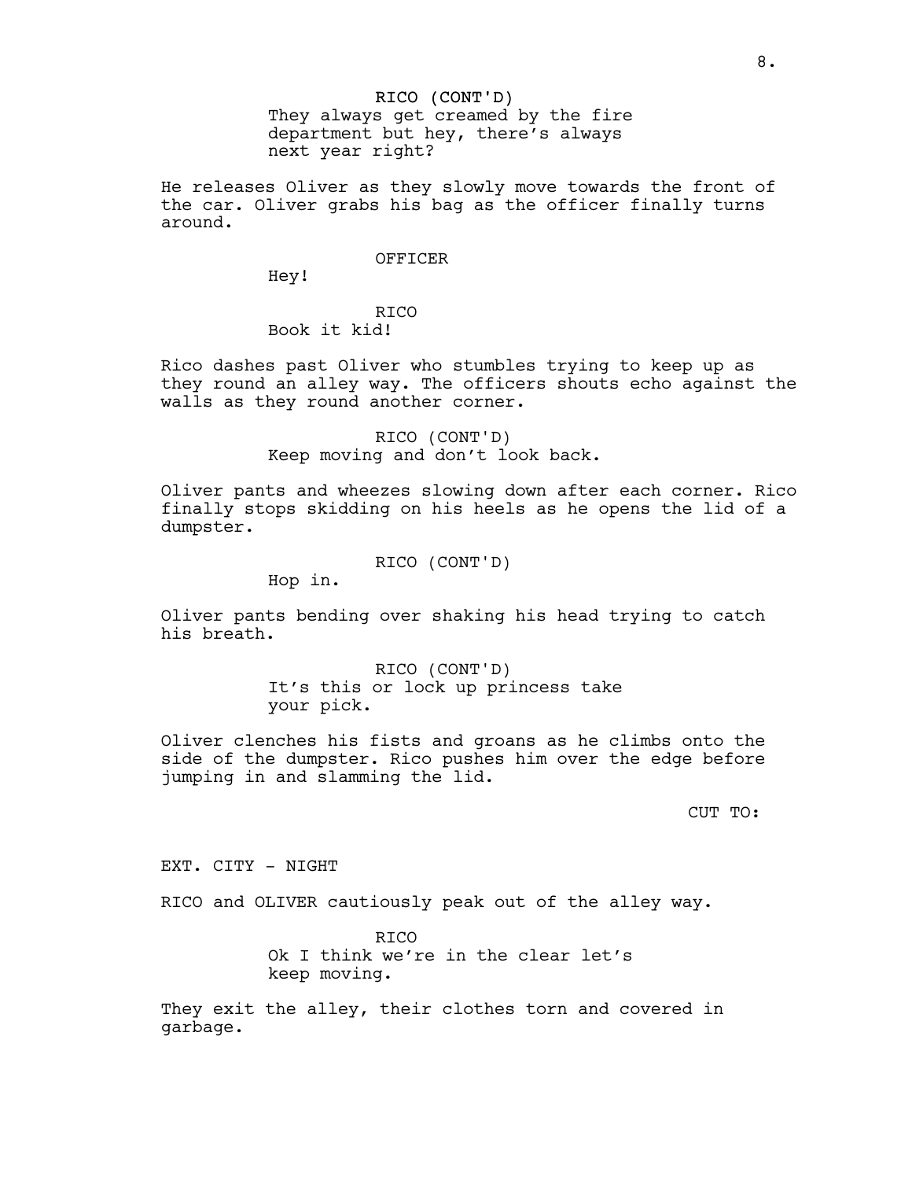RICO (CONT'D)
They always get creamed by the fire department but hey, there's always next year right?

He releases Oliver as they slowly move towards the front of the car. Oliver grabs his bag as the officer finally turns around.

OFFICER
Hey!

RICO
Book it kid!

Rico dashes past Oliver who stumbles trying to keep up as they round an alley way. The officers shouts echo against the walls as they round another corner.

RICO (CONT'D)
Keep moving and don't look back.

Oliver pants and wheezes slowing down after each corner. Rico finally stops skidding on his heels as he opens the lid of a dumpster.

RICO (CONT'D)
Hop in.

Oliver pants bending over shaking his head trying to catch his breath.

RICO (CONT'D)
It's this or lock up princess take your pick.

Oliver clenches his fists and groans as he climbs onto the side of the dumpster. Rico pushes him over the edge before jumping in and slamming the lid.

CUT TO:

EXT. CITY - NIGHT

RICO and OLIVER cautiously peak out of the alley way.

RICO
Ok I think we're in the clear let's keep moving.

They exit the alley, their clothes torn and covered in garbage.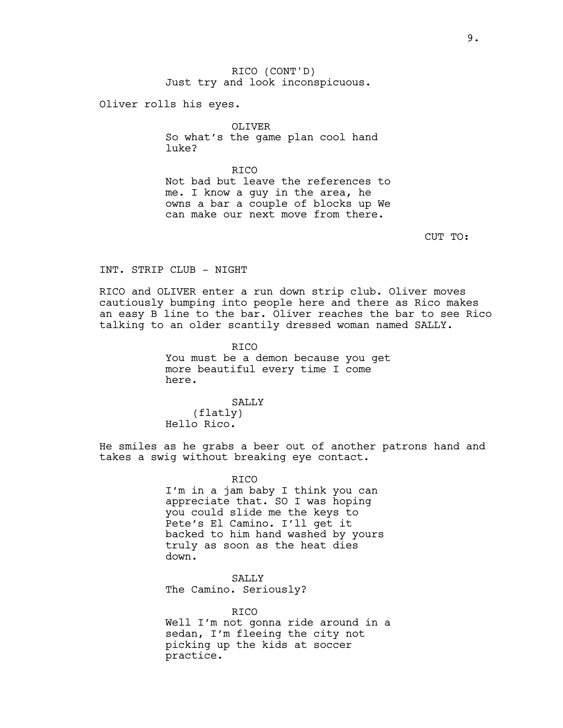RICO (CONT'D)
Just try and look inconspicuous.

Oliver rolls his eyes.

OLIVER
So what's the game plan cool hand luke?

RICO
Not bad but leave the references to me. I know a guy in the area, he owns a bar a couple of blocks up We can make our next move from there.

CUT TO:

INT. STRIP CLUB - NIGHT

RICO and OLIVER enter a run down strip club. Oliver moves cautiously bumping into people here and there as Rico makes an easy B line to the bar. Oliver reaches the bar to see Rico talking to an older scantily dressed woman named SALLY.

RICO
You must be a demon because you get more beautiful every time I come here.

SALLY
(flatly)
Hello Rico.

He smiles as he grabs a beer out of another patrons hand and takes a swig without breaking eye contact.

RICO
I'm in a jam baby I think you can appreciate that. SO I was hoping you could slide me the keys to Pete's El Camino. I'll get it backed to him hand washed by yours truly as soon as the heat dies down.

SALLY
The Camino. Seriously?

RICO
Well I'm not gonna ride around in a sedan, I'm fleeing the city not picking up the kids at soccer practice.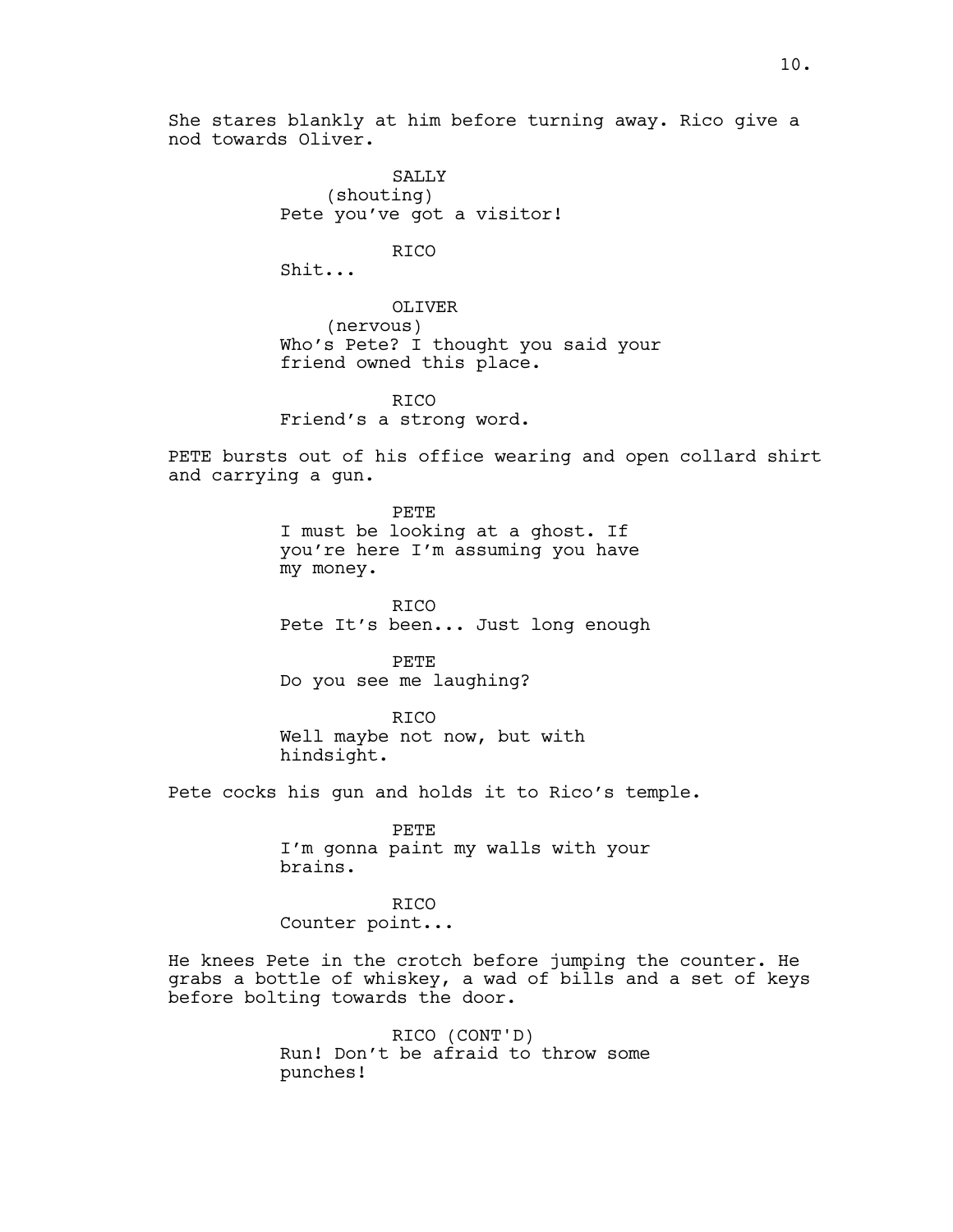She stares blankly at him before turning away. Rico give a nod towards Oliver.

SALLY
(shouting)
Pete you've got a visitor!

RICO
Shit...

OLIVER
(nervous)
Who's Pete? I thought you said your friend owned this place.

RICO
Friend's a strong word.

PETE bursts out of his office wearing and open collard shirt and carrying a gun.

PETE
I must be looking at a ghost. If you're here I'm assuming you have my money.

RICO
Pete It's been... Just long enough

PETE
Do you see me laughing?

RICO
Well maybe not now, but with hindsight.

Pete cocks his gun and holds it to Rico's temple.

PETE
I'm gonna paint my walls with your brains.

RICO
Counter point...

He knees Pete in the crotch before jumping the counter. He grabs a bottle of whiskey, a wad of bills and a set of keys before bolting towards the door.

RICO (CONT'D)
Run! Don't be afraid to throw some punches!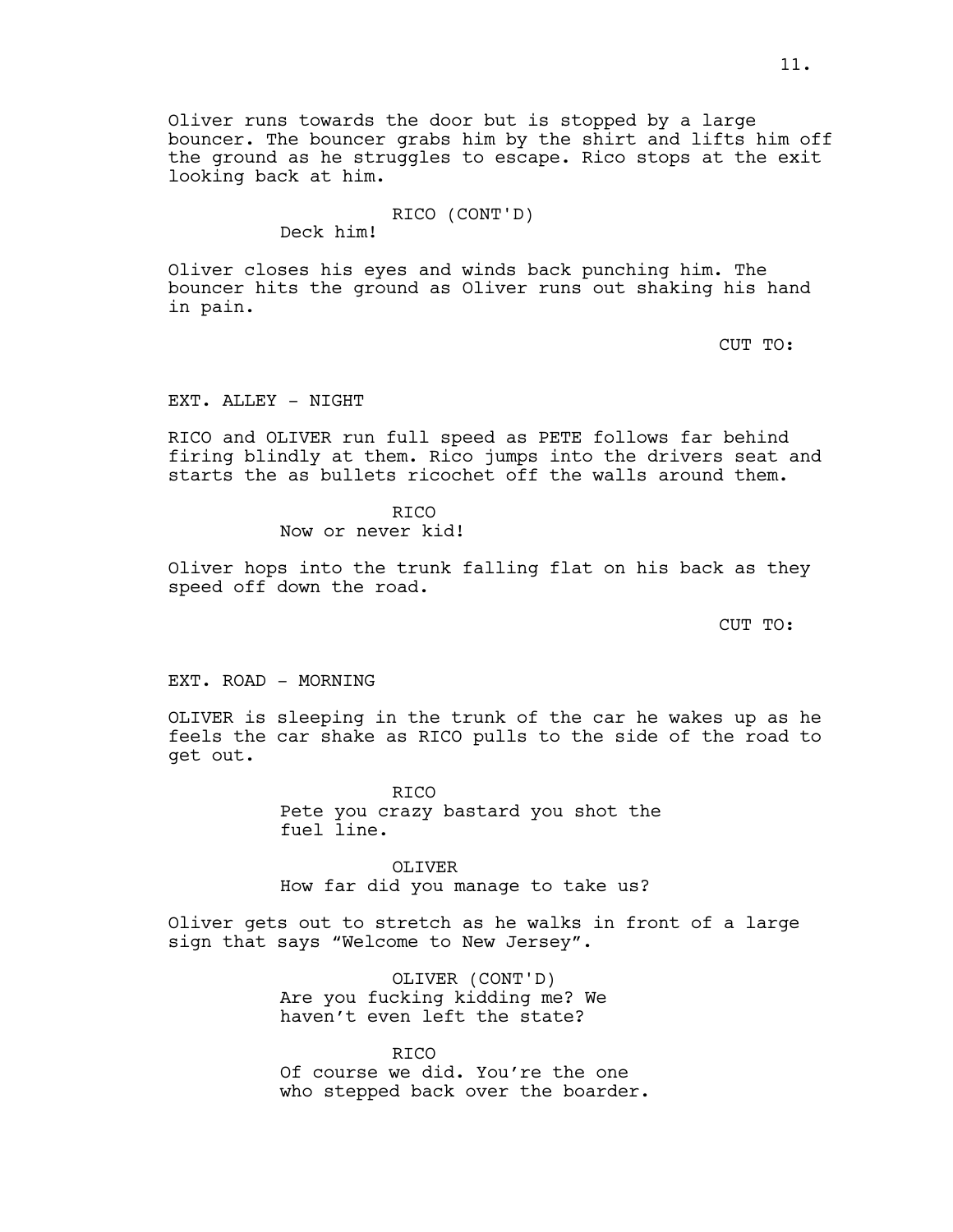Oliver runs towards the door but is stopped by a large bouncer. The bouncer grabs him by the shirt and lifts him off the ground as he struggles to escape. Rico stops at the exit looking back at him.

RICO (CONT'D)
Deck him!

Oliver closes his eyes and winds back punching him. The bouncer hits the ground as Oliver runs out shaking his hand in pain.

CUT TO:

EXT. ALLEY - NIGHT

RICO and OLIVER run full speed as PETE follows far behind firing blindly at them. Rico jumps into the drivers seat and starts the as bullets ricochet off the walls around them.

RICO
Now or never kid!

Oliver hops into the trunk falling flat on his back as they speed off down the road.

CUT TO:

EXT. ROAD - MORNING

OLIVER is sleeping in the trunk of the car he wakes up as he feels the car shake as RICO pulls to the side of the road to get out.

RICO
Pete you crazy bastard you shot the fuel line.

OLIVER
How far did you manage to take us?

Oliver gets out to stretch as he walks in front of a large sign that says “Welcome to New Jersey”.

OLIVER (CONT'D)
Are you fucking kidding me? We haven’t even left the state?

RICO
Of course we did. You’re the one who stepped back over the boarder.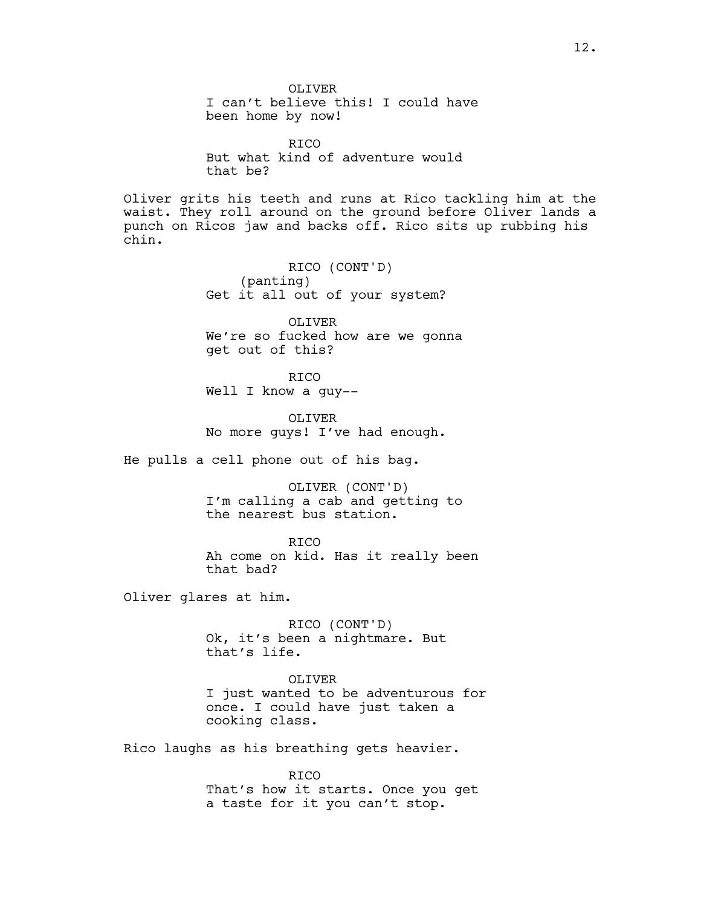OLIVER
I can't believe this! I could have been home by now!

RICO
But what kind of adventure would that be?

Oliver grits his teeth and runs at Rico tackling him at the waist. They roll around on the ground before Oliver lands a punch on Ricos jaw and backs off. Rico sits up rubbing his chin.

RICO (CONT'D)
(panting)
Get it all out of your system?

OLIVER
We're so fucked how are we gonna get out of this?

RICO
Well I know a guy--

OLIVER
No more guys! I've had enough.

He pulls a cell phone out of his bag.

OLIVER (CONT'D)
I'm calling a cab and getting to the nearest bus station.

RICO
Ah come on kid. Has it really been that bad?

Oliver glares at him.

RICO (CONT'D)
Ok, it's been a nightmare. But that's life.

OLIVER
I just wanted to be adventurous for once. I could have just taken a cooking class.

Rico laughs as his breathing gets heavier.

RICO
That's how it starts. Once you get a taste for it you can't stop.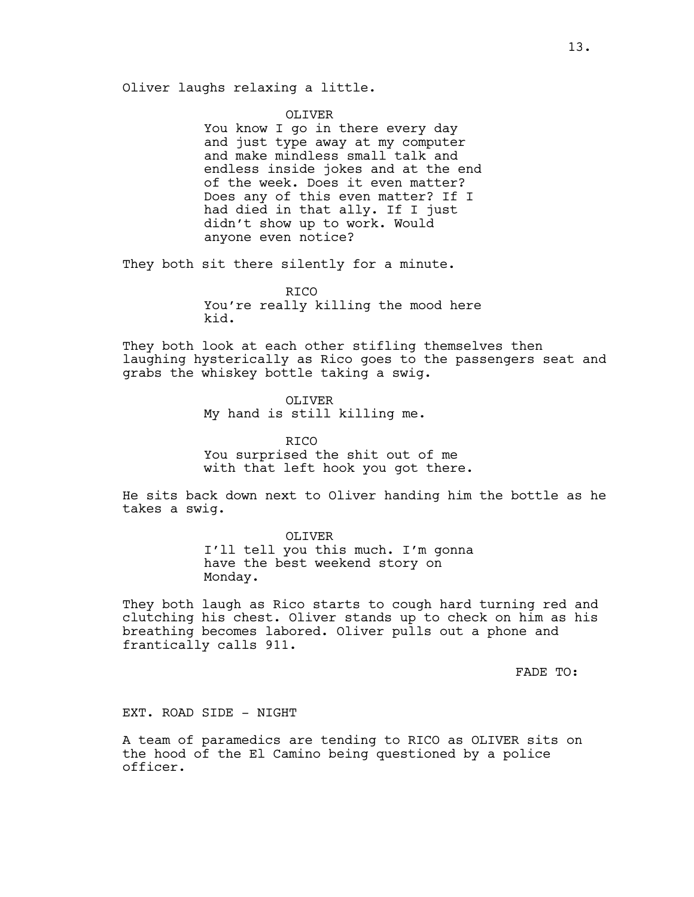Oliver laughs relaxing a little.

OLIVER
You know I go in there every day and just type away at my computer and make mindless small talk and endless inside jokes and at the end of the week. Does it even matter? Does any of this even matter? If I had died in that ally. If I just didn't show up to work. Would anyone even notice?

They both sit there silently for a minute.

RICO
You're really killing the mood here kid.

They both look at each other stifling themselves then laughing hysterically as Rico goes to the passengers seat and grabs the whiskey bottle taking a swig.

OLIVER
My hand is still killing me.

RICO
You surprised the shit out of me with that left hook you got there.

He sits back down next to Oliver handing him the bottle as he takes a swig.

OLIVER
I'll tell you this much. I'm gonna have the best weekend story on Monday.

They both laugh as Rico starts to cough hard turning red and clutching his chest. Oliver stands up to check on him as his breathing becomes labored. Oliver pulls out a phone and frantically calls 911.

FADE TO:

EXT. ROAD SIDE - NIGHT

A team of paramedics are tending to RICO as OLIVER sits on the hood of the El Camino being questioned by a police officer.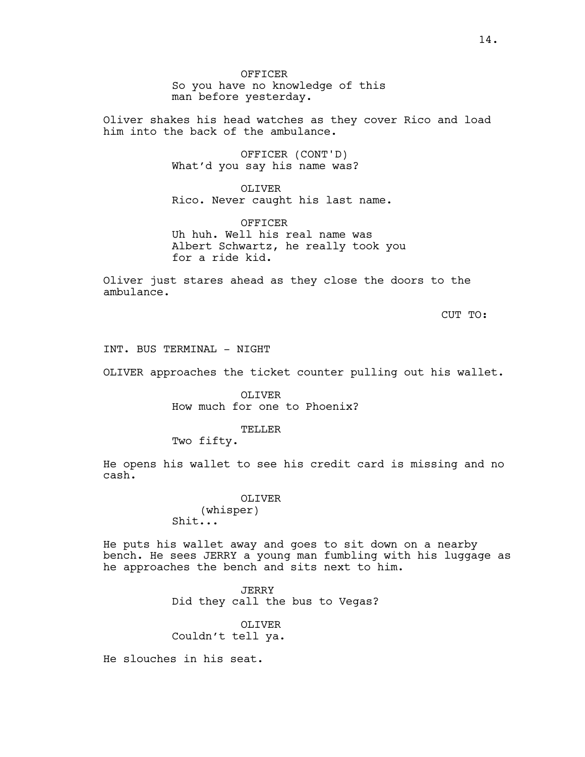OFFICER
So you have no knowledge of this man before yesterday.

Oliver shakes his head watches as they cover Rico and load him into the back of the ambulance.

OFFICER (CONT'D)
What'd you say his name was?

OLIVER
Rico. Never caught his last name.

OFFICER
Uh huh. Well his real name was Albert Schwartz, he really took you for a ride kid.

Oliver just stares ahead as they close the doors to the ambulance.

CUT TO:

INT. BUS TERMINAL - NIGHT

OLIVER approaches the ticket counter pulling out his wallet.

OLIVER
How much for one to Phoenix?

TELLER
Two fifty.

He opens his wallet to see his credit card is missing and no cash.

OLIVER
(whisper)
Shit...

He puts his wallet away and goes to sit down on a nearby bench. He sees JERRY a young man fumbling with his luggage as he approaches the bench and sits next to him.

JERRY
Did they call the bus to Vegas?

OLIVER
Couldn't tell ya.

He slouches in his seat.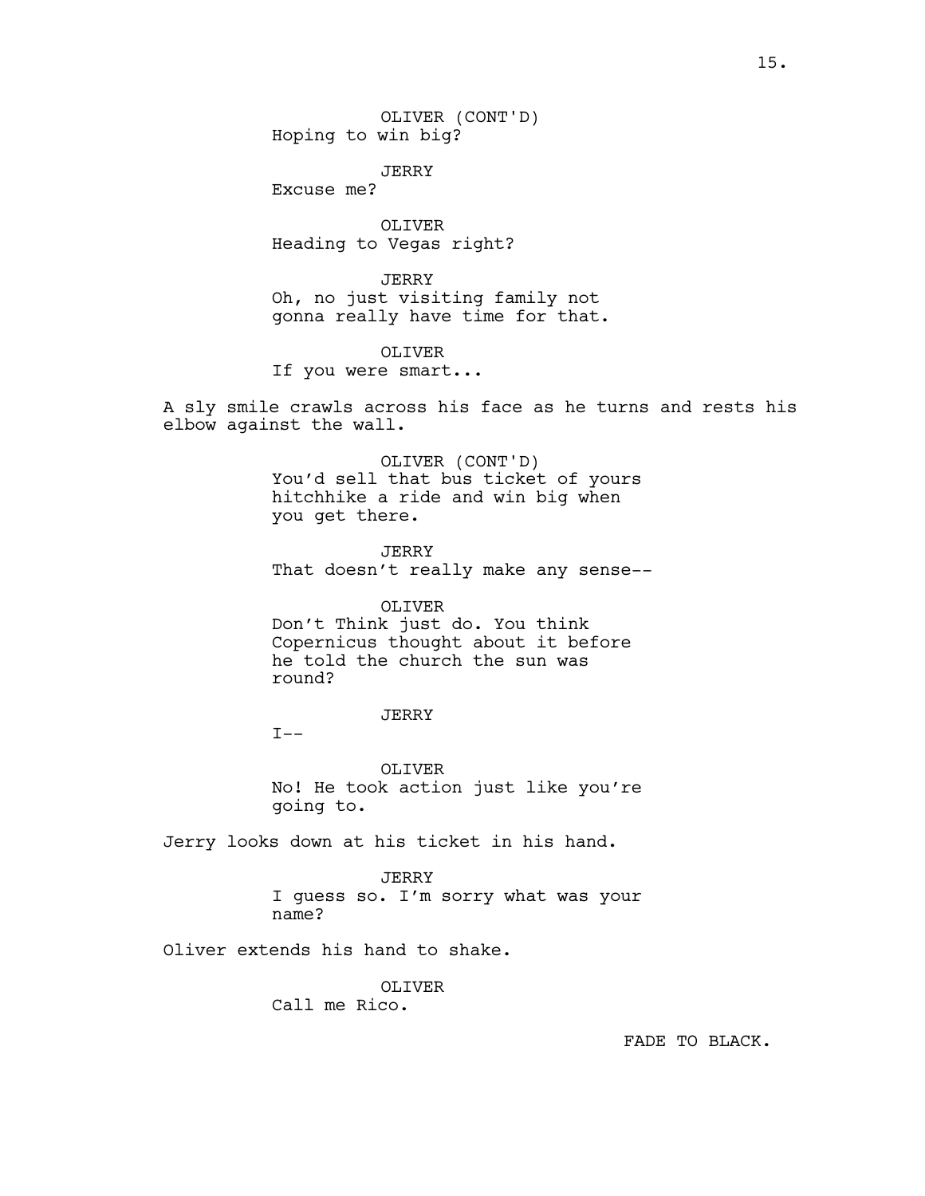OLIVER (CONT'D)
Hoping to win big?

JERRY
Excuse me?

OLIVER
Heading to Vegas right?

JERRY
Oh, no just visiting family not gonna really have time for that.

OLIVER
If you were smart...

A sly smile crawls across his face as he turns and rests his elbow against the wall.

OLIVER (CONT'D)
You'd sell that bus ticket of yours hitchhike a ride and win big when you get there.

JERRY
That doesn't really make any sense--

OLIVER
Don't Think just do. You think Copernicus thought about it before he told the church the sun was round?

JERRY
I--

OLIVER
No! He took action just like you're going to.

Jerry looks down at his ticket in his hand.

JERRY
I guess so. I'm sorry what was your name?

Oliver extends his hand to shake.

OLIVER
Call me Rico.

FADE TO BLACK.